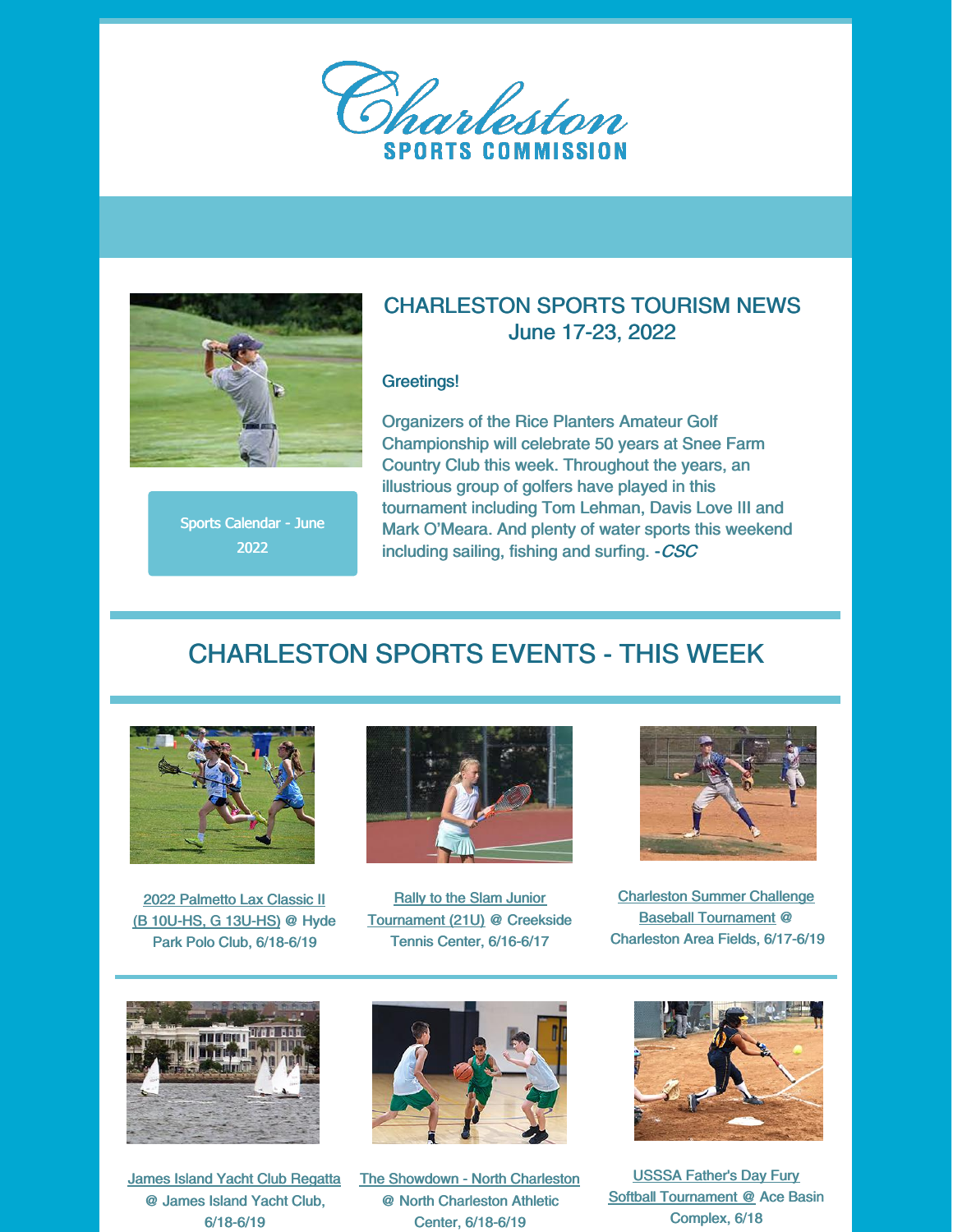# Charleston
## SPORTS COMMISSION

## CHARLESTON SPORTS TOURISM NEWS
June 17-23, 2022

Sports Calendar - June 2022

Greetings!

Organizers of the Rice Planters Amateur Golf Championship will celebrate 50 years at Snee Farm Country Club this week. Throughout the years, an illustrious group of golfers have played in this tournament including Tom Lehman, Davis Love III and Mark O'Meara. And plenty of water sports this weekend including sailing, fishing and surfing. -*CSC*

## CHARLESTON SPORTS EVENTS - THIS WEEK

2022 Palmetto Lax Classic II (B 10U-HS, G 13U-HS) @ Hyde Park Polo Club, 6/18-6/19

Rally to the Slam Junior Tournament (21U) @ Creekside Tennis Center, 6/16-6/17

Charleston Summer Challenge Baseball Tournament @ Charleston Area Fields, 6/17-6/19

James Island Yacht Club Regatta @ James Island Yacht Club, 6/18-6/19

The Showdown - North Charleston @ North Charleston Athletic Center, 6/18-6/19

USSSA Father's Day Fury Softball Tournament @ Ace Basin Complex, 6/18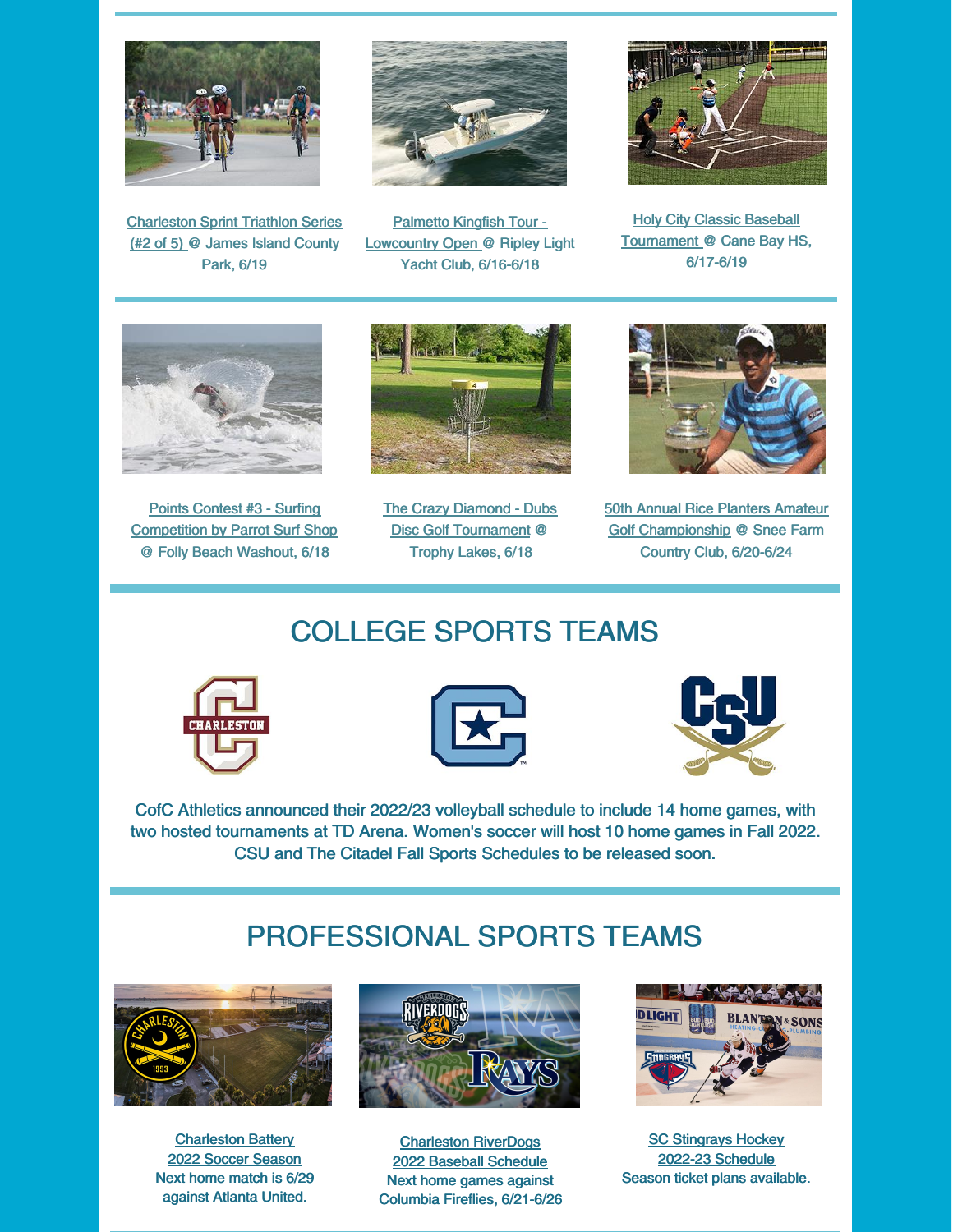Charleston Sprint Triathlon Series (#2 of 5) @ James Island County Park, 6/19

Palmetto Kingfish Tour - Lowcountry Open @ Ripley Light Yacht Club, 6/16-6/18

Holy City Classic Baseball Tournament @ Cane Bay HS, 6/17-6/19

Points Contest #3 - Surfing Competition by Parrot Surf Shop @ Folly Beach Washout, 6/18

The Crazy Diamond - Dubs Disc Golf Tournament @ Trophy Lakes, 6/18

50th Annual Rice Planters Amateur Golf Championship @ Snee Farm Country Club, 6/20-6/24

## COLLEGE SPORTS TEAMS

CofC Athletics announced their 2022/23 volleyball schedule to include 14 home games, with two hosted tournaments at TD Arena. Women's soccer will host 10 home games in Fall 2022. CSU and The Citadel Fall Sports Schedules to be released soon.

## PROFESSIONAL SPORTS TEAMS

Charleston Battery 2022 Soccer Season
Next home match is 6/29 against Atlanta United.

Charleston RiverDogs 2022 Baseball Schedule
Next home games against Columbia Fireflies, 6/21-6/26

SC Stingrays Hockey 2022-23 Schedule
Season ticket plans available.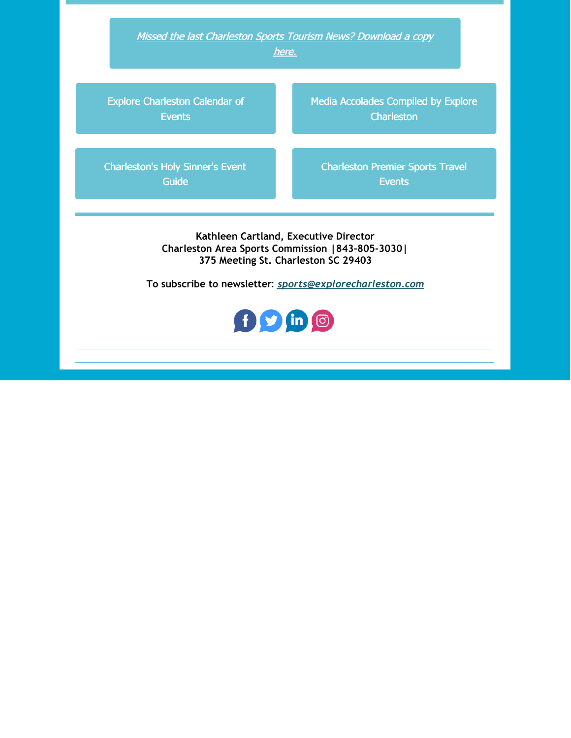*Missed the last Charleston Sports Tourism News? Download a copy here.*

Explore Charleston Calendar of Events

Media Accolades Compiled by Explore Charleston

Charleston's Holy Sinner's Event Guide

Charleston Premier Sports Travel Events

---

**Kathleen Cartland, Executive Director**
**Charleston Area Sports Commission |843-805-3030|**
**375 Meeting St. Charleston SC 29403**

**To subscribe to newsletter:** ***sports@explorecharleston.com***